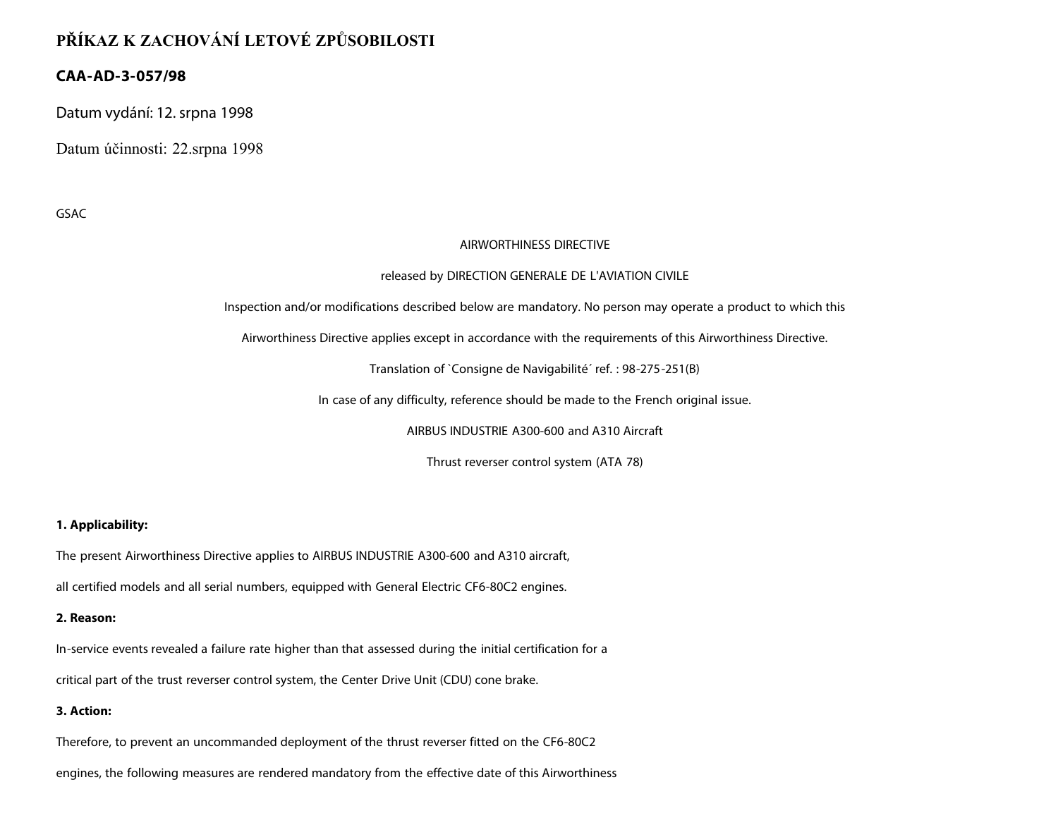# PŘÍKAZ K ZACHOVÁNÍ LETOVÉ ZPŮSOBILOSTI

## CAA-AD-3-057/98

Datum vydání: 12. srpna 1998

Datum účinnosti: 22.srpna 1998

GSAC

AIRWORTHINESS DIRECTIVE

released by DIRECTION GENERALE DE L'AVIATION CIVILE

Inspection and/or modifications described below are mandatory. No person may operate a product to which this Airworthiness Directive applies except in accordance with the requirements of this Airworthiness Directive.

Translation of `Consigne de Navigabilité´ ref. : 98-275-251(B)

In case of any difficulty, reference should be made to the French original issue.

AIRBUS INDUSTRIE A300-600 and A310 Aircraft

Thrust reverser control system (ATA 78)

**1. Applicability:**

The present Airworthiness Directive applies to AIRBUS INDUSTRIE A300-600 and A310 aircraft, all certified models and all serial numbers, equipped with General Electric CF6-80C2 engines.

**2. Reason:**

In-service events revealed a failure rate higher than that assessed during the initial certification for a critical part of the trust reverser control system, the Center Drive Unit (CDU) cone brake.

**3. Action:**

Therefore, to prevent an uncommanded deployment of the thrust reverser fitted on the CF6-80C2 engines, the following measures are rendered mandatory from the effective date of this Airworthiness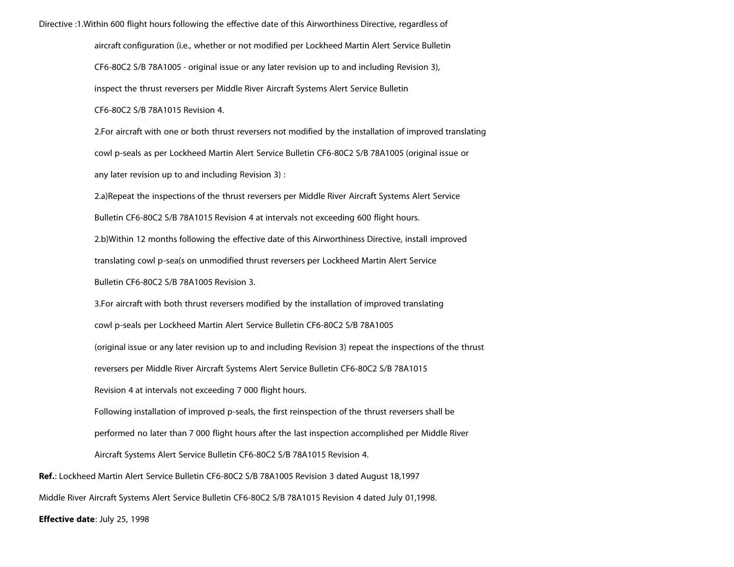Directive :1.Within 600 flight hours following the effective date of this Airworthiness Directive, regardless of aircraft configuration (i.e., whether or not modified per Lockheed Martin Alert Service Bulletin CF6-80C2 S/B 78A1005 - original issue or any later revision up to and including Revision 3), inspect the thrust reversers per Middle River Aircraft Systems Alert Service Bulletin CF6-80C2 S/B 78A1015 Revision 4.

2.For aircraft with one or both thrust reversers not modified by the installation of improved translating cowl p-seals as per Lockheed Martin Alert Service Bulletin CF6-80C2 S/B 78A1005 (original issue or any later revision up to and including Revision 3) :

2.a)Repeat the inspections of the thrust reversers per Middle River Aircraft Systems Alert Service Bulletin CF6-80C2 S/B 78A1015 Revision 4 at intervals not exceeding 600 flight hours.

2.b)Within 12 months following the effective date of this Airworthiness Directive, install improved translating cowl p-sea(s on unmodified thrust reversers per Lockheed Martin Alert Service Bulletin CF6-80C2 S/B 78A1005 Revision 3.

3.For aircraft with both thrust reversers modified by the installation of improved translating cowl p-seals per Lockheed Martin Alert Service Bulletin CF6-80C2 S/B 78A1005 (original issue or any later revision up to and including Revision 3) repeat the inspections of the thrust reversers per Middle River Aircraft Systems Alert Service Bulletin CF6-80C2 S/B 78A1015 Revision 4 at intervals not exceeding 7 000 flight hours.

Following installation of improved p-seals, the first reinspection of the thrust reversers shall be performed no later than 7 000 flight hours after the last inspection accomplished per Middle River Aircraft Systems Alert Service Bulletin CF6-80C2 S/B 78A1015 Revision 4.

**Ref.**: Lockheed Martin Alert Service Bulletin CF6-80C2 S/B 78A1005 Revision 3 dated August 18,1997

Middle River Aircraft Systems Alert Service Bulletin CF6-80C2 S/B 78A1015 Revision 4 dated July 01,1998.

**Effective date**: July 25, 1998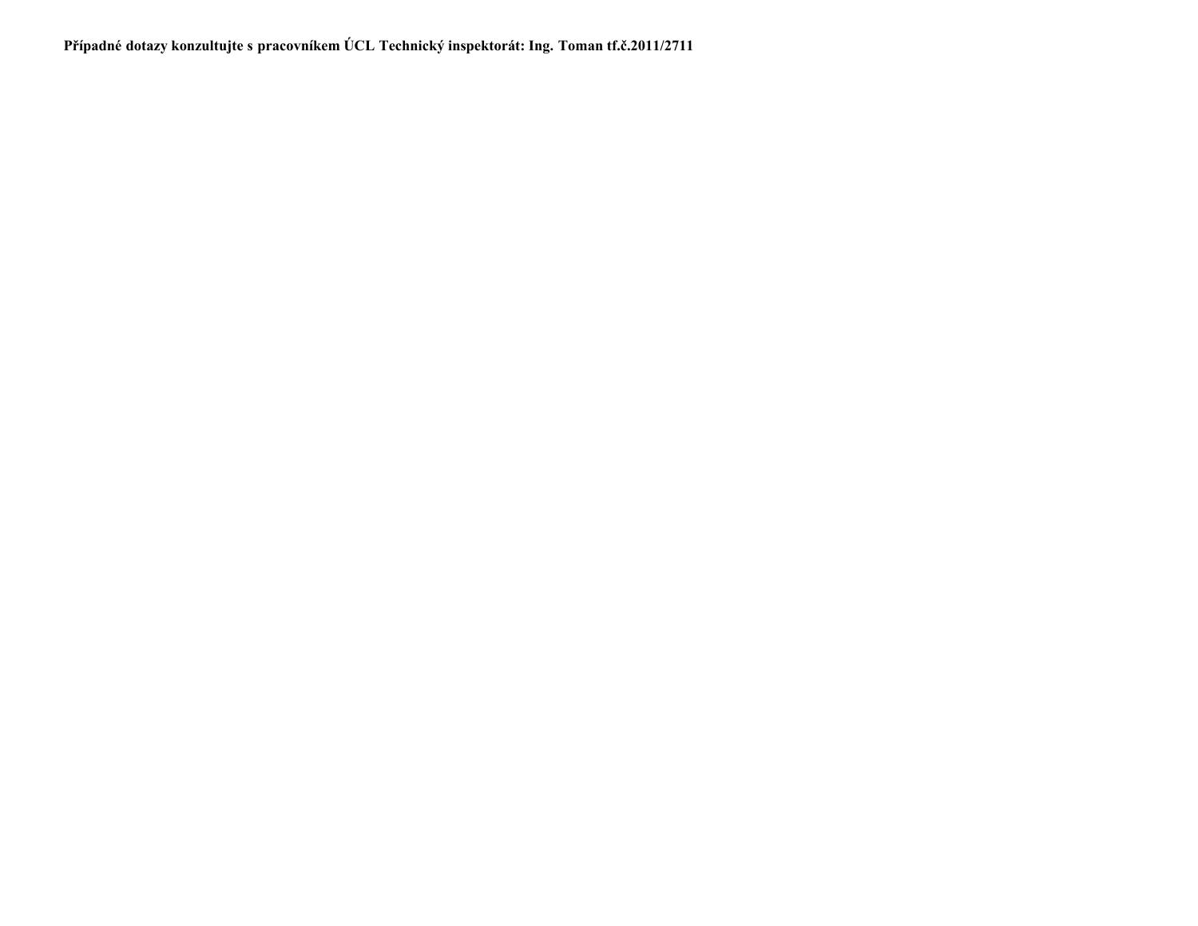**Případné dotazy konzultujte s pracovníkem ÚCL Technický inspektorát: Ing. Toman tf.č.2011/2711**